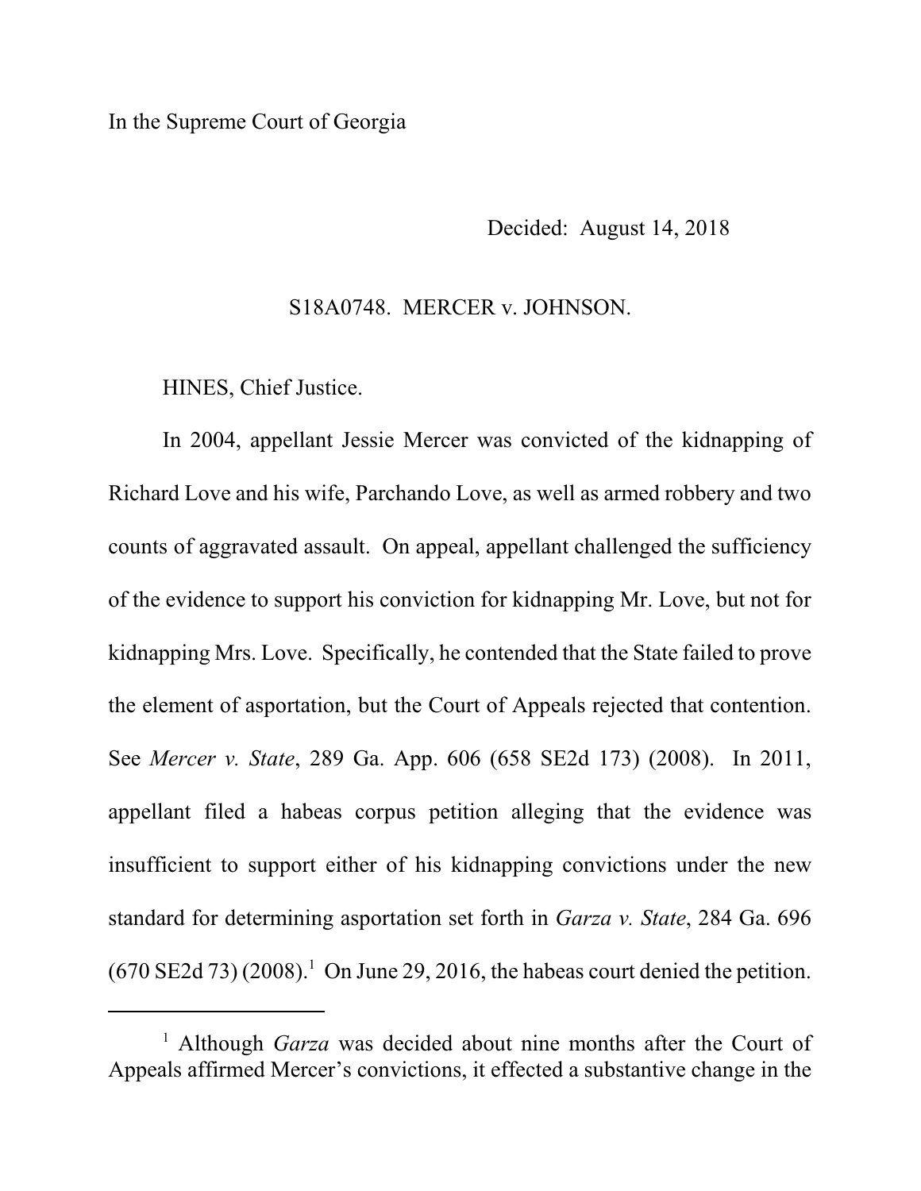In the Supreme Court of Georgia

Decided: August 14, 2018

S18A0748. MERCER v. JOHNSON.

HINES, Chief Justice.

In 2004, appellant Jessie Mercer was convicted of the kidnapping of Richard Love and his wife, Parchando Love, as well as armed robbery and two counts of aggravated assault. On appeal, appellant challenged the sufficiency of the evidence to support his conviction for kidnapping Mr. Love, but not for kidnapping Mrs. Love. Specifically, he contended that the State failed to prove the element of asportation, but the Court of Appeals rejected that contention. See *Mercer v. State*, 289 Ga. App. 606 (658 SE2d 173) (2008). In 2011, appellant filed a habeas corpus petition alleging that the evidence was insufficient to support either of his kidnapping convictions under the new standard for determining asportation set forth in *Garza v. State*, 284 Ga. 696 (670 SE2d 73) (2008).[1] On June 29, 2016, the habeas court denied the petition.

---

[1] Although *Garza* was decided about nine months after the Court of Appeals affirmed Mercer's convictions, it effected a substantive change in the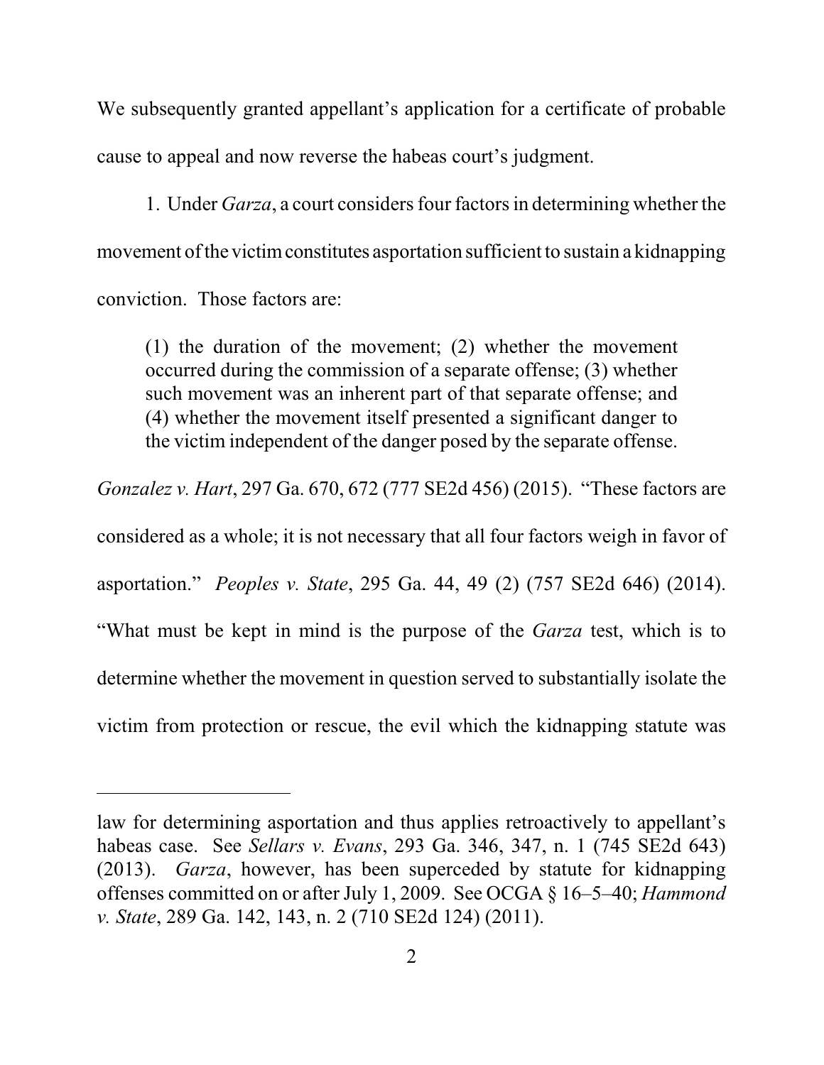We subsequently granted appellant's application for a certificate of probable cause to appeal and now reverse the habeas court's judgment.

1. Under *Garza*, a court considers four factors in determining whether the movement of the victim constitutes asportation sufficient to sustain a kidnapping conviction. Those factors are:

> (1) the duration of the movement; (2) whether the movement occurred during the commission of a separate offense; (3) whether such movement was an inherent part of that separate offense; and (4) whether the movement itself presented a significant danger to the victim independent of the danger posed by the separate offense.

*Gonzalez v. Hart*, 297 Ga. 670, 672 (777 SE2d 456) (2015). "These factors are considered as a whole; it is not necessary that all four factors weigh in favor of asportation." *Peoples v. State*, 295 Ga. 44, 49 (2) (757 SE2d 646) (2014). "What must be kept in mind is the purpose of the *Garza* test, which is to determine whether the movement in question served to substantially isolate the victim from protection or rescue, the evil which the kidnapping statute was

---

law for determining asportation and thus applies retroactively to appellant's habeas case. See *Sellars v. Evans*, 293 Ga. 346, 347, n. 1 (745 SE2d 643) (2013). *Garza*, however, has been superceded by statute for kidnapping offenses committed on or after July 1, 2009. See OCGA § 16–5–40; *Hammond v. State*, 289 Ga. 142, 143, n. 2 (710 SE2d 124) (2011).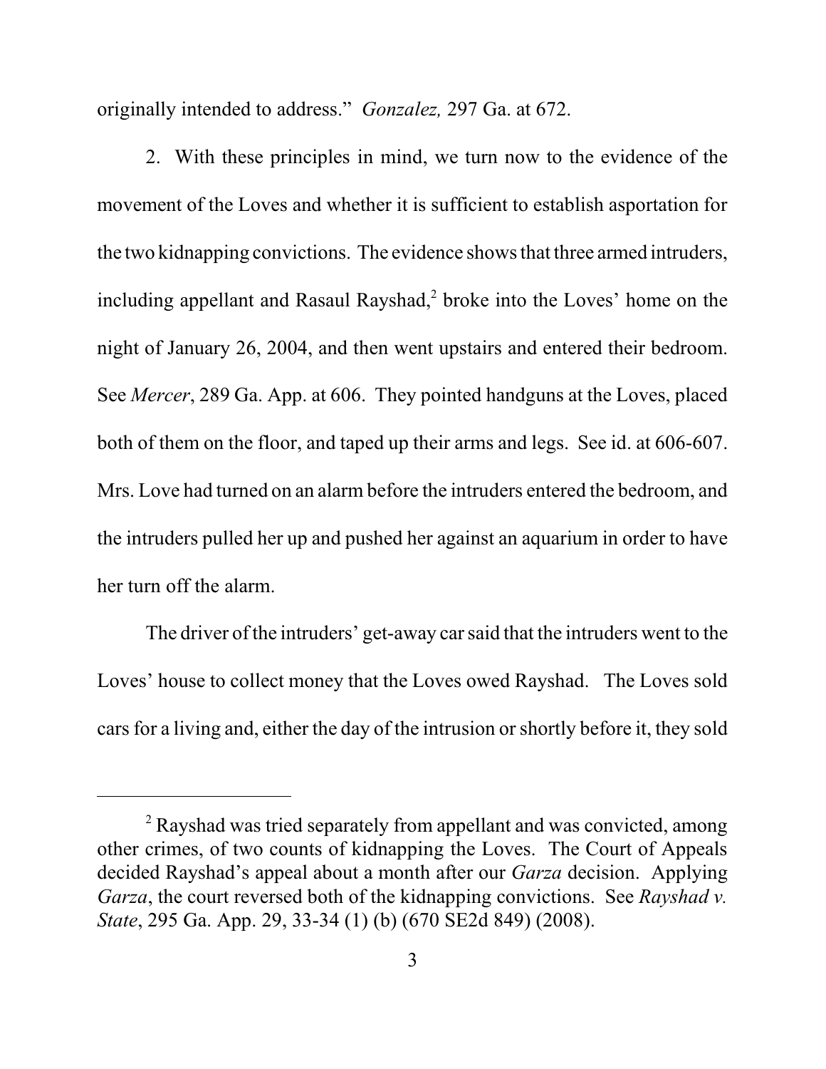originally intended to address." *Gonzalez,* 297 Ga. at 672.

2. With these principles in mind, we turn now to the evidence of the movement of the Loves and whether it is sufficient to establish asportation for the two kidnapping convictions. The evidence shows that three armed intruders, including appellant and Rasaul Rayshad,[2] broke into the Loves' home on the night of January 26, 2004, and then went upstairs and entered their bedroom. See *Mercer*, 289 Ga. App. at 606. They pointed handguns at the Loves, placed both of them on the floor, and taped up their arms and legs. See id. at 606-607. Mrs. Love had turned on an alarm before the intruders entered the bedroom, and the intruders pulled her up and pushed her against an aquarium in order to have her turn off the alarm.

The driver of the intruders' get-away car said that the intruders went to the Loves' house to collect money that the Loves owed Rayshad. The Loves sold cars for a living and, either the day of the intrusion or shortly before it, they sold

---

[2] Rayshad was tried separately from appellant and was convicted, among other crimes, of two counts of kidnapping the Loves. The Court of Appeals decided Rayshad's appeal about a month after our *Garza* decision. Applying *Garza*, the court reversed both of the kidnapping convictions. See *Rayshad v. State*, 295 Ga. App. 29, 33-34 (1) (b) (670 SE2d 849) (2008).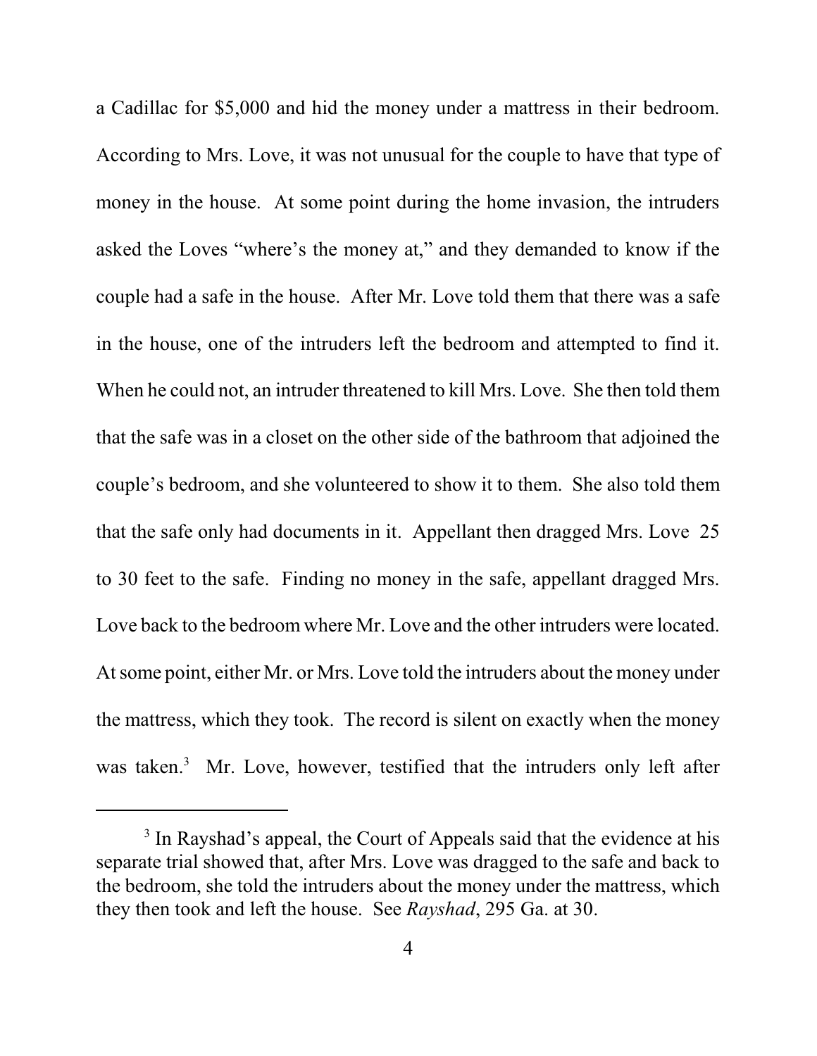a Cadillac for $5,000 and hid the money under a mattress in their bedroom. According to Mrs. Love, it was not unusual for the couple to have that type of money in the house. At some point during the home invasion, the intruders asked the Loves "where's the money at," and they demanded to know if the couple had a safe in the house. After Mr. Love told them that there was a safe in the house, one of the intruders left the bedroom and attempted to find it. When he could not, an intruder threatened to kill Mrs. Love. She then told them that the safe was in a closet on the other side of the bathroom that adjoined the couple's bedroom, and she volunteered to show it to them. She also told them that the safe only had documents in it. Appellant then dragged Mrs. Love 25 to 30 feet to the safe. Finding no money in the safe, appellant dragged Mrs. Love back to the bedroom where Mr. Love and the other intruders were located. At some point, either Mr. or Mrs. Love told the intruders about the money under the mattress, which they took. The record is silent on exactly when the money was taken.[3] Mr. Love, however, testified that the intruders only left after

---

[3] In Rayshad's appeal, the Court of Appeals said that the evidence at his separate trial showed that, after Mrs. Love was dragged to the safe and back to the bedroom, she told the intruders about the money under the mattress, which they then took and left the house. See *Rayshad*, 295 Ga. at 30.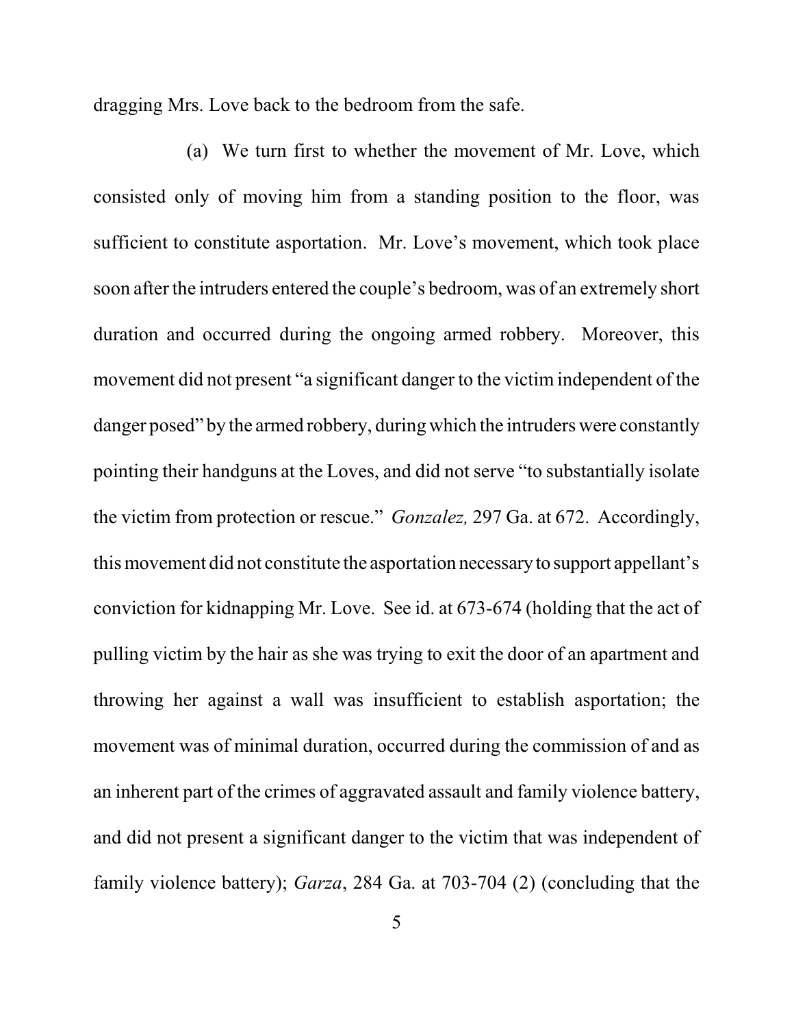dragging Mrs. Love back to the bedroom from the safe.

(a) We turn first to whether the movement of Mr. Love, which consisted only of moving him from a standing position to the floor, was sufficient to constitute asportation. Mr. Love's movement, which took place soon after the intruders entered the couple's bedroom, was of an extremely short duration and occurred during the ongoing armed robbery. Moreover, this movement did not present "a significant danger to the victim independent of the danger posed" by the armed robbery, during which the intruders were constantly pointing their handguns at the Loves, and did not serve "to substantially isolate the victim from protection or rescue." *Gonzalez,* 297 Ga. at 672. Accordingly, this movement did not constitute the asportation necessary to support appellant's conviction for kidnapping Mr. Love. See id. at 673-674 (holding that the act of pulling victim by the hair as she was trying to exit the door of an apartment and throwing her against a wall was insufficient to establish asportation; the movement was of minimal duration, occurred during the commission of and as an inherent part of the crimes of aggravated assault and family violence battery, and did not present a significant danger to the victim that was independent of family violence battery); *Garza*, 284 Ga. at 703-704 (2) (concluding that the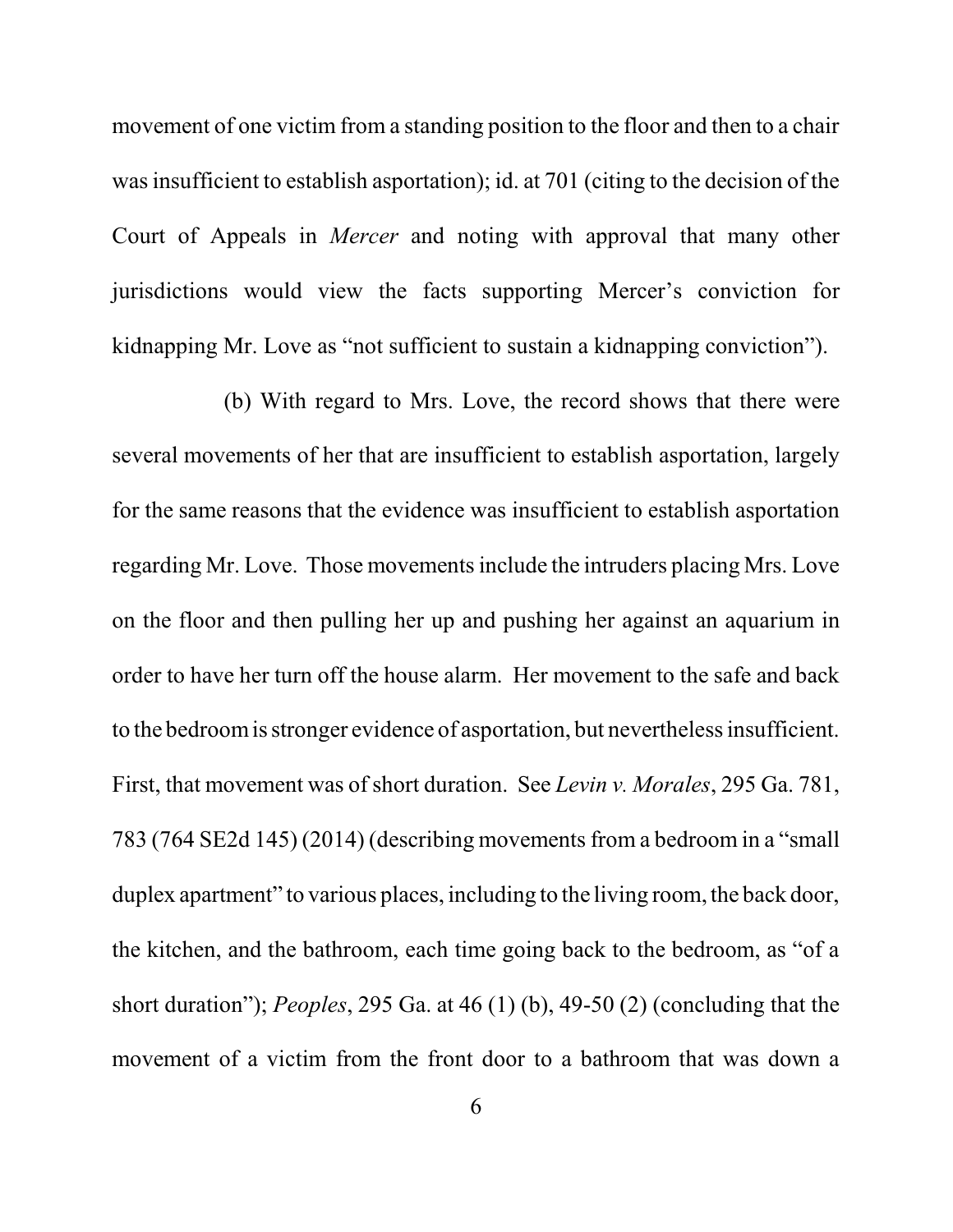movement of one victim from a standing position to the floor and then to a chair was insufficient to establish asportation); id. at 701 (citing to the decision of the Court of Appeals in *Mercer* and noting with approval that many other jurisdictions would view the facts supporting Mercer's conviction for kidnapping Mr. Love as "not sufficient to sustain a kidnapping conviction").

(b) With regard to Mrs. Love, the record shows that there were several movements of her that are insufficient to establish asportation, largely for the same reasons that the evidence was insufficient to establish asportation regarding Mr. Love. Those movements include the intruders placing Mrs. Love on the floor and then pulling her up and pushing her against an aquarium in order to have her turn off the house alarm. Her movement to the safe and back to the bedroom is stronger evidence of asportation, but nevertheless insufficient. First, that movement was of short duration. See *Levin v. Morales*, 295 Ga. 781, 783 (764 SE2d 145) (2014) (describing movements from a bedroom in a "small duplex apartment" to various places, including to the living room, the back door, the kitchen, and the bathroom, each time going back to the bedroom, as "of a short duration"); *Peoples*, 295 Ga. at 46 (1) (b), 49-50 (2) (concluding that the movement of a victim from the front door to a bathroom that was down a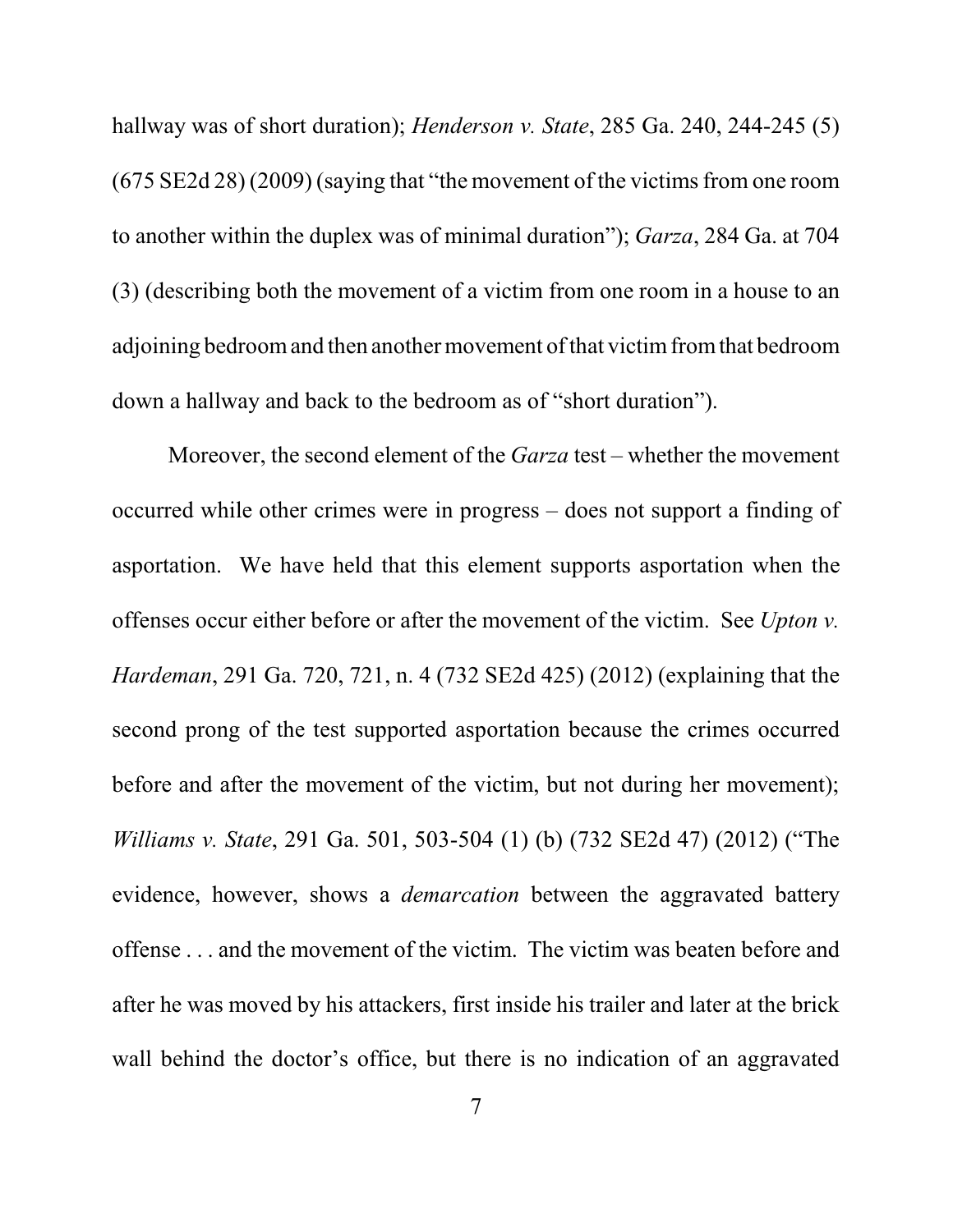hallway was of short duration); *Henderson v. State*, 285 Ga. 240, 244-245 (5) (675 SE2d 28) (2009) (saying that "the movement of the victims from one room to another within the duplex was of minimal duration"); *Garza*, 284 Ga. at 704 (3) (describing both the movement of a victim from one room in a house to an adjoining bedroom and then another movement of that victim from that bedroom down a hallway and back to the bedroom as of "short duration").

Moreover, the second element of the *Garza* test – whether the movement occurred while other crimes were in progress – does not support a finding of asportation. We have held that this element supports asportation when the offenses occur either before or after the movement of the victim. See *Upton v. Hardeman*, 291 Ga. 720, 721, n. 4 (732 SE2d 425) (2012) (explaining that the second prong of the test supported asportation because the crimes occurred before and after the movement of the victim, but not during her movement); *Williams v. State*, 291 Ga. 501, 503-504 (1) (b) (732 SE2d 47) (2012) ("The evidence, however, shows a *demarcation* between the aggravated battery offense . . . and the movement of the victim. The victim was beaten before and after he was moved by his attackers, first inside his trailer and later at the brick wall behind the doctor's office, but there is no indication of an aggravated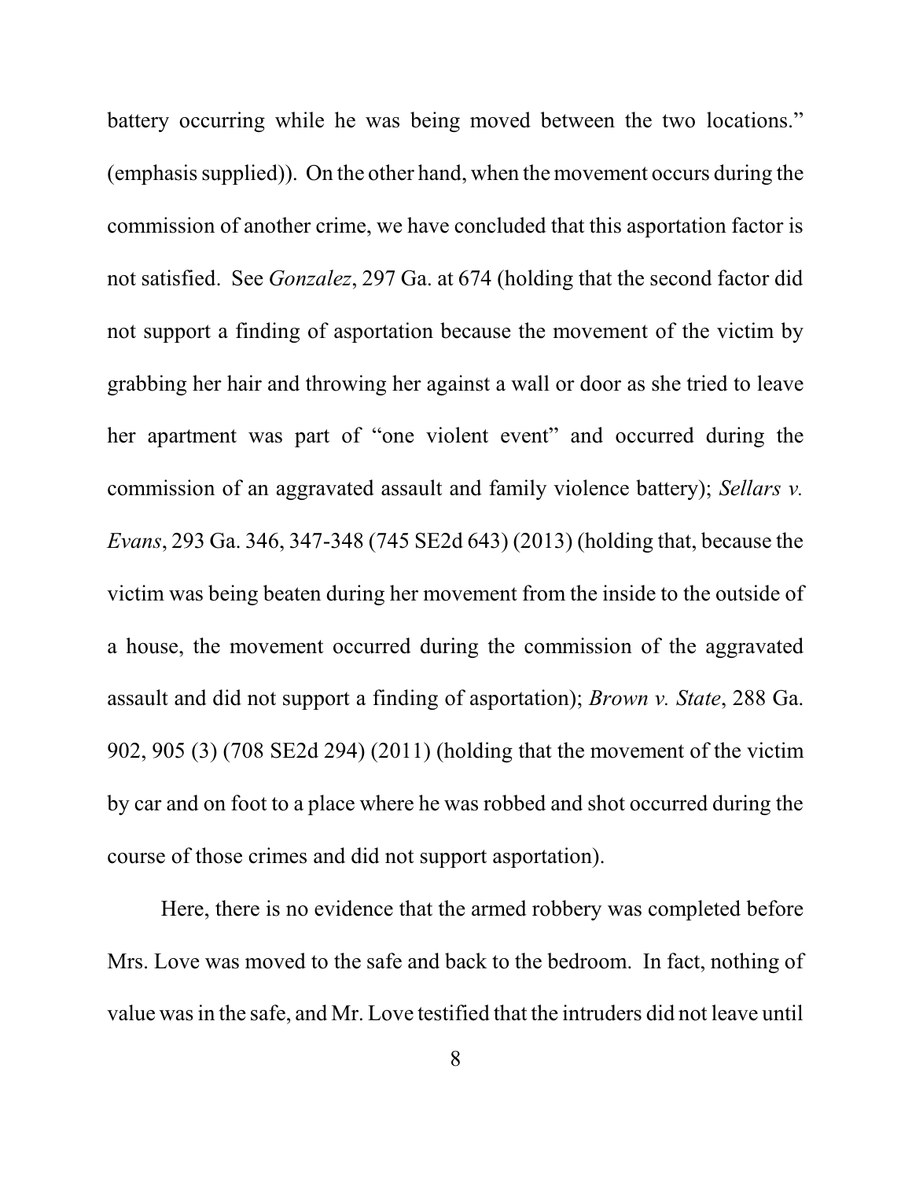battery occurring while he was being moved between the two locations." (emphasis supplied)). On the other hand, when the movement occurs during the commission of another crime, we have concluded that this asportation factor is not satisfied. See *Gonzalez*, 297 Ga. at 674 (holding that the second factor did not support a finding of asportation because the movement of the victim by grabbing her hair and throwing her against a wall or door as she tried to leave her apartment was part of "one violent event" and occurred during the commission of an aggravated assault and family violence battery); *Sellars v. Evans*, 293 Ga. 346, 347-348 (745 SE2d 643) (2013) (holding that, because the victim was being beaten during her movement from the inside to the outside of a house, the movement occurred during the commission of the aggravated assault and did not support a finding of asportation); *Brown v. State*, 288 Ga. 902, 905 (3) (708 SE2d 294) (2011) (holding that the movement of the victim by car and on foot to a place where he was robbed and shot occurred during the course of those crimes and did not support asportation).

Here, there is no evidence that the armed robbery was completed before Mrs. Love was moved to the safe and back to the bedroom. In fact, nothing of value was in the safe, and Mr. Love testified that the intruders did not leave until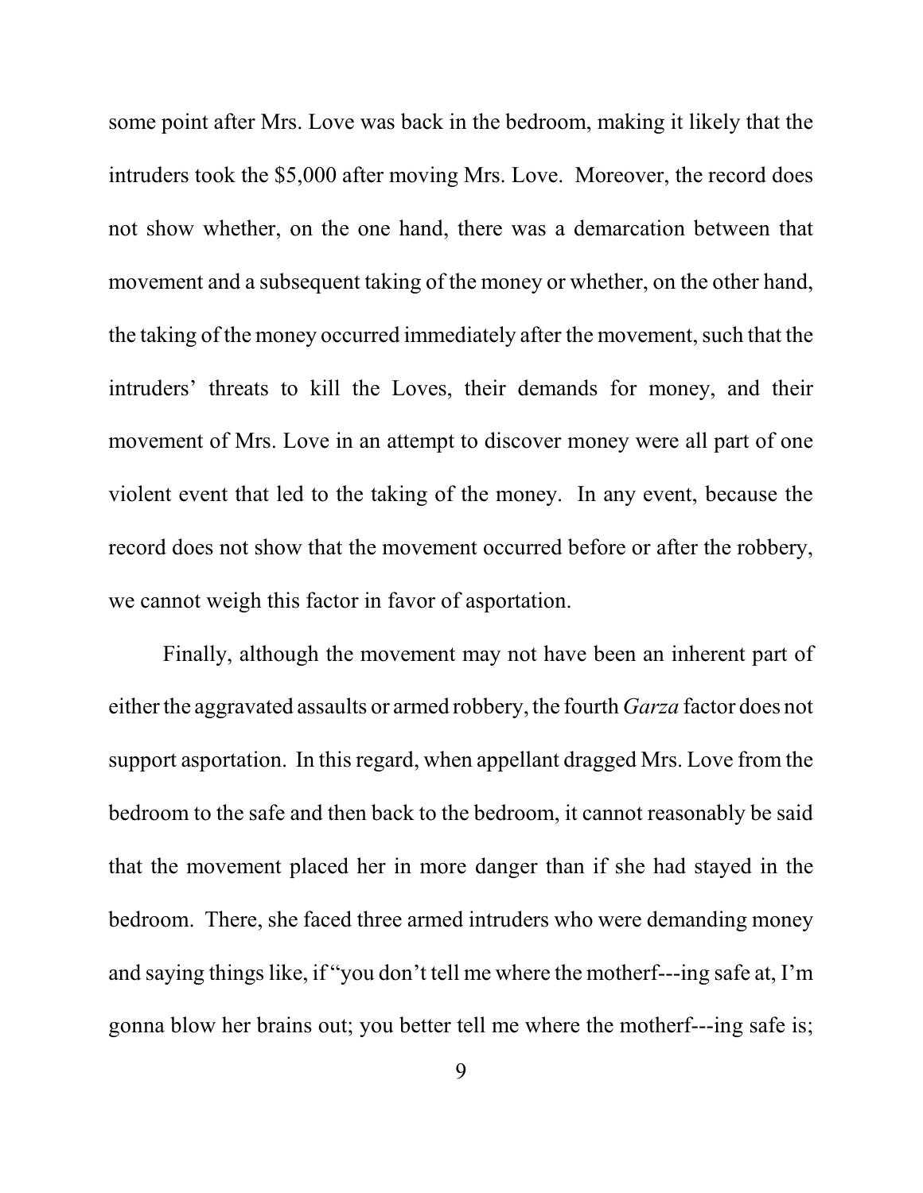some point after Mrs. Love was back in the bedroom, making it likely that the intruders took the $5,000 after moving Mrs. Love. Moreover, the record does not show whether, on the one hand, there was a demarcation between that movement and a subsequent taking of the money or whether, on the other hand, the taking of the money occurred immediately after the movement, such that the intruders' threats to kill the Loves, their demands for money, and their movement of Mrs. Love in an attempt to discover money were all part of one violent event that led to the taking of the money. In any event, because the record does not show that the movement occurred before or after the robbery, we cannot weigh this factor in favor of asportation.

Finally, although the movement may not have been an inherent part of either the aggravated assaults or armed robbery, the fourth *Garza* factor does not support asportation. In this regard, when appellant dragged Mrs. Love from the bedroom to the safe and then back to the bedroom, it cannot reasonably be said that the movement placed her in more danger than if she had stayed in the bedroom. There, she faced three armed intruders who were demanding money and saying things like, if "you don't tell me where the motherf---ing safe at, I'm gonna blow her brains out; you better tell me where the motherf---ing safe is;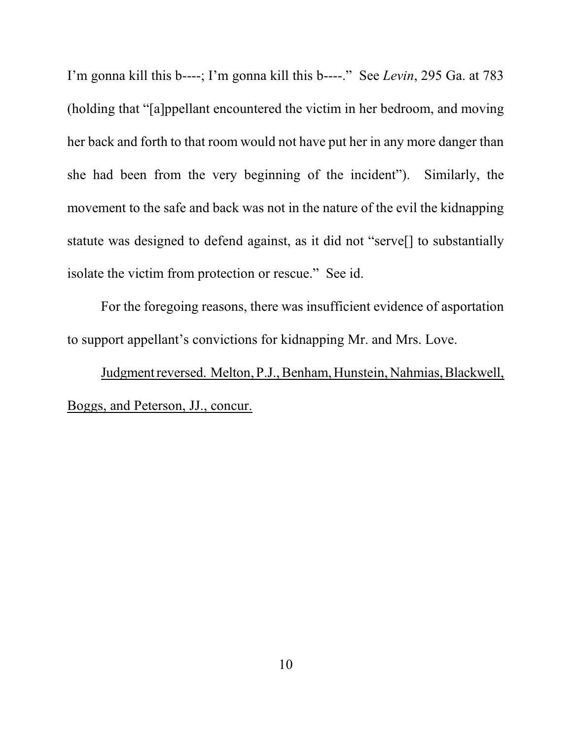I'm gonna kill this b----; I'm gonna kill this b----." See *Levin*, 295 Ga. at 783 (holding that "[a]ppellant encountered the victim in her bedroom, and moving her back and forth to that room would not have put her in any more danger than she had been from the very beginning of the incident"). Similarly, the movement to the safe and back was not in the nature of the evil the kidnapping statute was designed to defend against, as it did not "serve[] to substantially isolate the victim from protection or rescue." See id.

For the foregoing reasons, there was insufficient evidence of asportation to support appellant's convictions for kidnapping Mr. and Mrs. Love.

Judgment reversed. Melton, P.J., Benham, Hunstein, Nahmias, Blackwell, Boggs, and Peterson, JJ., concur.